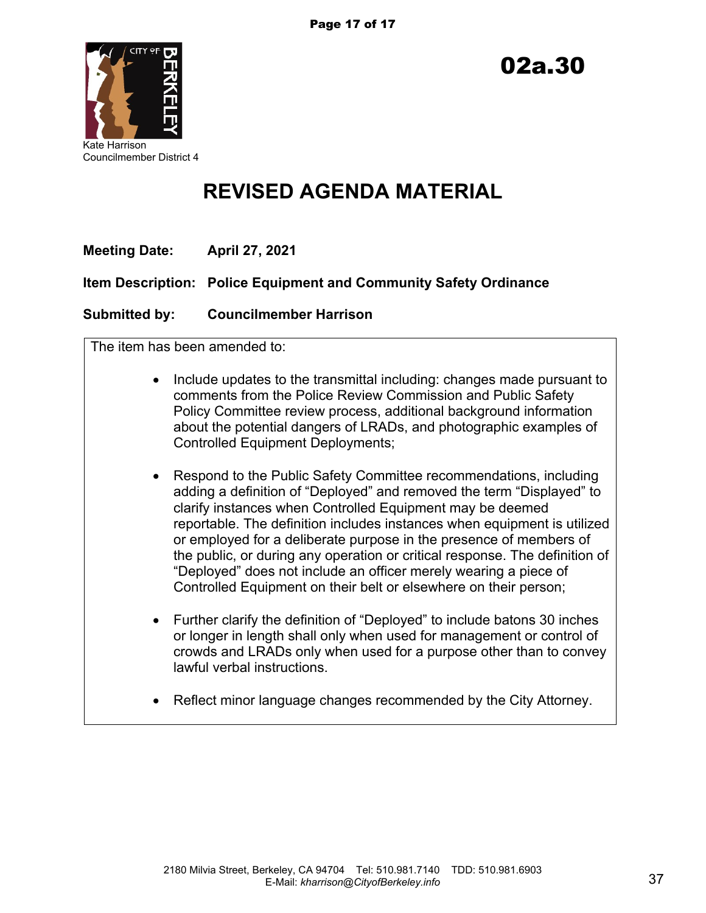02a.30

Kate Harrison
Councilmember District 4

# REVISED AGENDA MATERIAL

**Meeting Date:** **April 27, 2021**

**Item Description:** **Police Equipment and Community Safety Ordinance**

**Submitted by:** **Councilmember Harrison**

The item has been amended to:

- Include updates to the transmittal including: changes made pursuant to comments from the Police Review Commission and Public Safety Policy Committee review process, additional background information about the potential dangers of LRADs, and photographic examples of Controlled Equipment Deployments;

- Respond to the Public Safety Committee recommendations, including adding a definition of "Deployed" and removed the term "Displayed" to clarify instances when Controlled Equipment may be deemed reportable. The definition includes instances when equipment is utilized or employed for a deliberate purpose in the presence of members of the public, or during any operation or critical response. The definition of "Deployed" does not include an officer merely wearing a piece of Controlled Equipment on their belt or elsewhere on their person;

- Further clarify the definition of "Deployed" to include batons 30 inches or longer in length shall only when used for management or control of crowds and LRADs only when used for a purpose other than to convey lawful verbal instructions.

- Reflect minor language changes recommended by the City Attorney.

2180 Milvia Street, Berkeley, CA 94704 Tel: 510.981.7140 TDD: 510.981.6903
E-Mail: *kharrison@CityofBerkeley.info*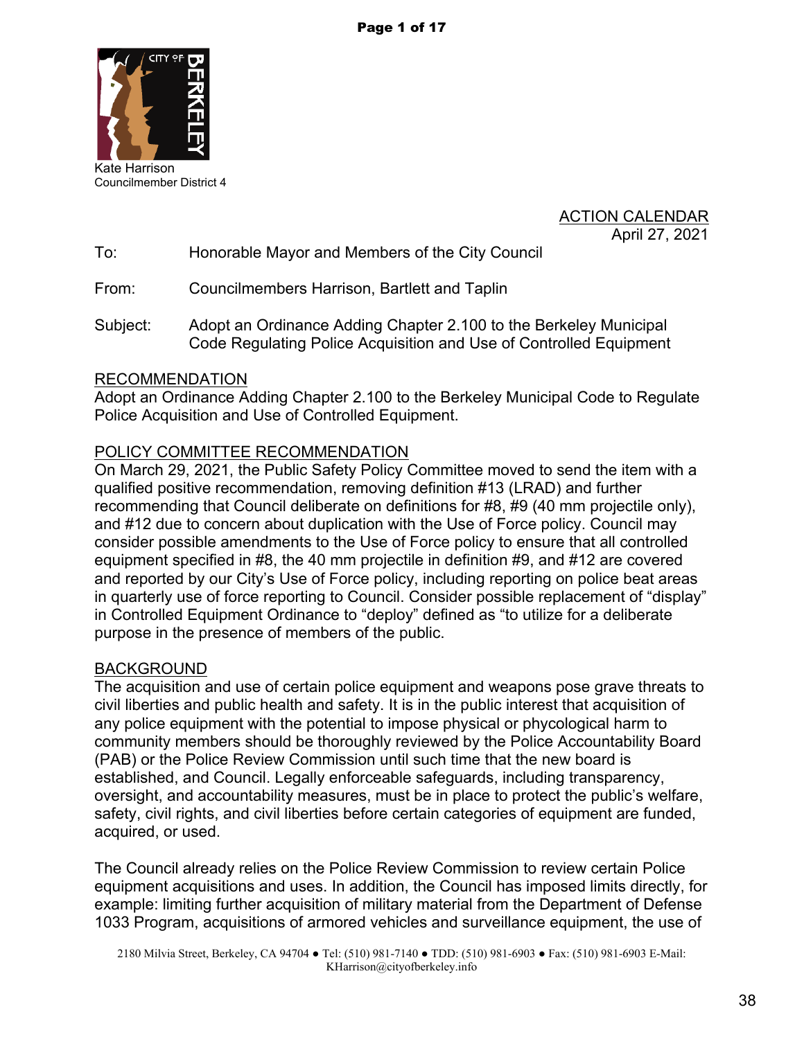Kate Harrison
Councilmember District 4

ACTION CALENDAR
April 27, 2021

To: Honorable Mayor and Members of the City Council

From: Councilmembers Harrison, Bartlett and Taplin

Subject: Adopt an Ordinance Adding Chapter 2.100 to the Berkeley Municipal Code Regulating Police Acquisition and Use of Controlled Equipment

## RECOMMENDATION

Adopt an Ordinance Adding Chapter 2.100 to the Berkeley Municipal Code to Regulate Police Acquisition and Use of Controlled Equipment.

## POLICY COMMITTEE RECOMMENDATION

On March 29, 2021, the Public Safety Policy Committee moved to send the item with a qualified positive recommendation, removing definition #13 (LRAD) and further recommending that Council deliberate on definitions for #8, #9 (40 mm projectile only), and #12 due to concern about duplication with the Use of Force policy. Council may consider possible amendments to the Use of Force policy to ensure that all controlled equipment specified in #8, the 40 mm projectile in definition #9, and #12 are covered and reported by our City's Use of Force policy, including reporting on police beat areas in quarterly use of force reporting to Council. Consider possible replacement of "display" in Controlled Equipment Ordinance to "deploy" defined as "to utilize for a deliberate purpose in the presence of members of the public.

## BACKGROUND

The acquisition and use of certain police equipment and weapons pose grave threats to civil liberties and public health and safety. It is in the public interest that acquisition of any police equipment with the potential to impose physical or phycological harm to community members should be thoroughly reviewed by the Police Accountability Board (PAB) or the Police Review Commission until such time that the new board is established, and Council. Legally enforceable safeguards, including transparency, oversight, and accountability measures, must be in place to protect the public's welfare, safety, civil rights, and civil liberties before certain categories of equipment are funded, acquired, or used.

The Council already relies on the Police Review Commission to review certain Police equipment acquisitions and uses. In addition, the Council has imposed limits directly, for example: limiting further acquisition of military material from the Department of Defense 1033 Program, acquisitions of armored vehicles and surveillance equipment, the use of

2180 Milvia Street, Berkeley, CA 94704 ● Tel: (510) 981-7140 ● TDD: (510) 981-6903 ● Fax: (510) 981-6903 E-Mail: KHarrison@cityofberkeley.info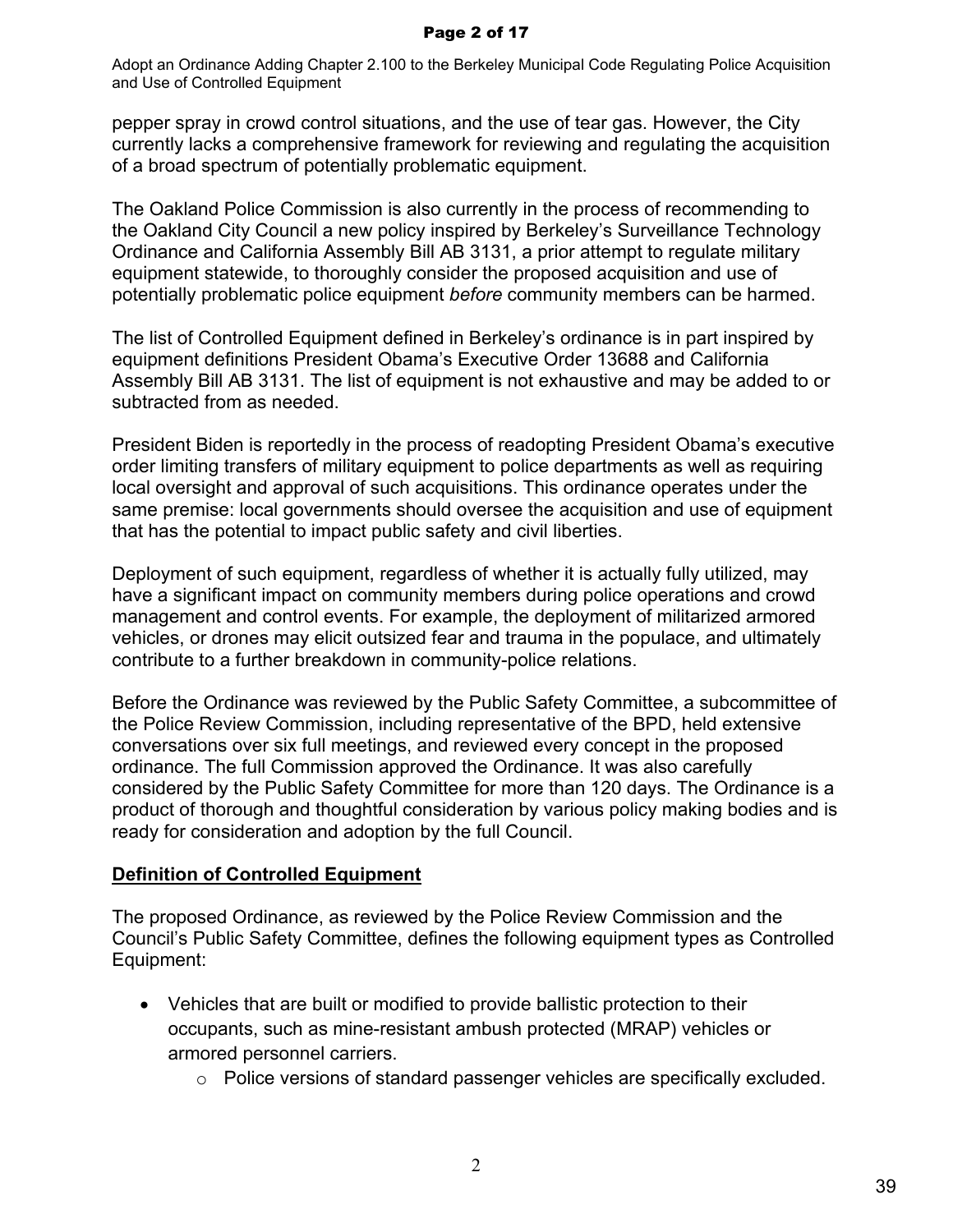pepper spray in crowd control situations, and the use of tear gas. However, the City currently lacks a comprehensive framework for reviewing and regulating the acquisition of a broad spectrum of potentially problematic equipment.

The Oakland Police Commission is also currently in the process of recommending to the Oakland City Council a new policy inspired by Berkeley's Surveillance Technology Ordinance and California Assembly Bill AB 3131, a prior attempt to regulate military equipment statewide, to thoroughly consider the proposed acquisition and use of potentially problematic police equipment *before* community members can be harmed.

The list of Controlled Equipment defined in Berkeley's ordinance is in part inspired by equipment definitions President Obama's Executive Order 13688 and California Assembly Bill AB 3131. The list of equipment is not exhaustive and may be added to or subtracted from as needed.

President Biden is reportedly in the process of readopting President Obama's executive order limiting transfers of military equipment to police departments as well as requiring local oversight and approval of such acquisitions. This ordinance operates under the same premise: local governments should oversee the acquisition and use of equipment that has the potential to impact public safety and civil liberties.

Deployment of such equipment, regardless of whether it is actually fully utilized, may have a significant impact on community members during police operations and crowd management and control events. For example, the deployment of militarized armored vehicles, or drones may elicit outsized fear and trauma in the populace, and ultimately contribute to a further breakdown in community-police relations.

Before the Ordinance was reviewed by the Public Safety Committee, a subcommittee of the Police Review Commission, including representative of the BPD, held extensive conversations over six full meetings, and reviewed every concept in the proposed ordinance. The full Commission approved the Ordinance. It was also carefully considered by the Public Safety Committee for more than 120 days. The Ordinance is a product of thorough and thoughtful consideration by various policy making bodies and is ready for consideration and adoption by the full Council.

## Definition of Controlled Equipment

The proposed Ordinance, as reviewed by the Police Review Commission and the Council's Public Safety Committee, defines the following equipment types as Controlled Equipment:

- Vehicles that are built or modified to provide ballistic protection to their occupants, such as mine-resistant ambush protected (MRAP) vehicles or armored personnel carriers.
  - Police versions of standard passenger vehicles are specifically excluded.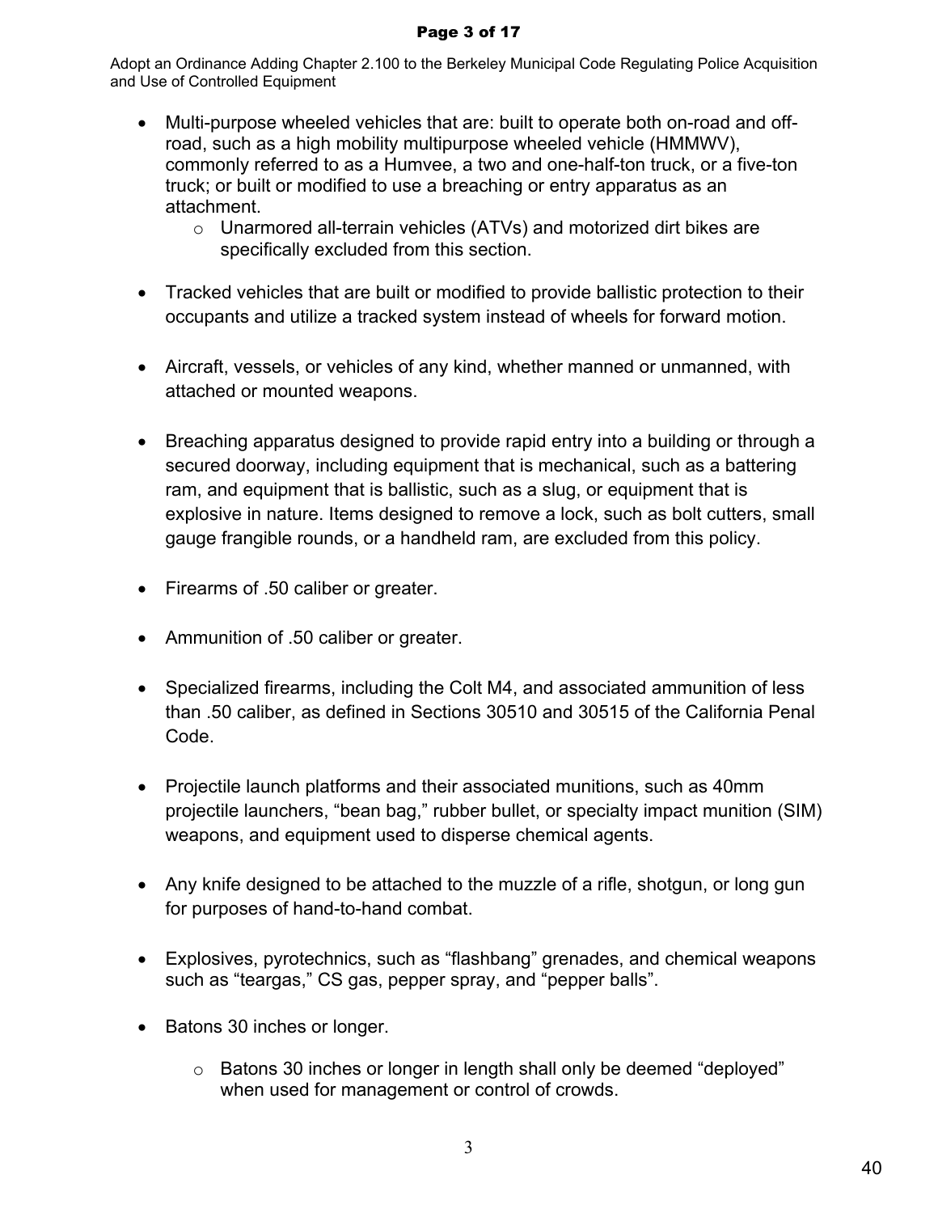- Multi-purpose wheeled vehicles that are: built to operate both on-road and off-road, such as a high mobility multipurpose wheeled vehicle (HMMWV), commonly referred to as a Humvee, a two and one-half-ton truck, or a five-ton truck; or built or modified to use a breaching or entry apparatus as an attachment.
    - Unarmored all-terrain vehicles (ATVs) and motorized dirt bikes are specifically excluded from this section.

- Tracked vehicles that are built or modified to provide ballistic protection to their occupants and utilize a tracked system instead of wheels for forward motion.

- Aircraft, vessels, or vehicles of any kind, whether manned or unmanned, with attached or mounted weapons.

- Breaching apparatus designed to provide rapid entry into a building or through a secured doorway, including equipment that is mechanical, such as a battering ram, and equipment that is ballistic, such as a slug, or equipment that is explosive in nature. Items designed to remove a lock, such as bolt cutters, small gauge frangible rounds, or a handheld ram, are excluded from this policy.

- Firearms of .50 caliber or greater.

- Ammunition of .50 caliber or greater.

- Specialized firearms, including the Colt M4, and associated ammunition of less than .50 caliber, as defined in Sections 30510 and 30515 of the California Penal Code.

- Projectile launch platforms and their associated munitions, such as 40mm projectile launchers, "bean bag," rubber bullet, or specialty impact munition (SIM) weapons, and equipment used to disperse chemical agents.

- Any knife designed to be attached to the muzzle of a rifle, shotgun, or long gun for purposes of hand-to-hand combat.

- Explosives, pyrotechnics, such as "flashbang" grenades, and chemical weapons such as "teargas," CS gas, pepper spray, and "pepper balls".

- Batons 30 inches or longer.
    - Batons 30 inches or longer in length shall only be deemed "deployed" when used for management or control of crowds.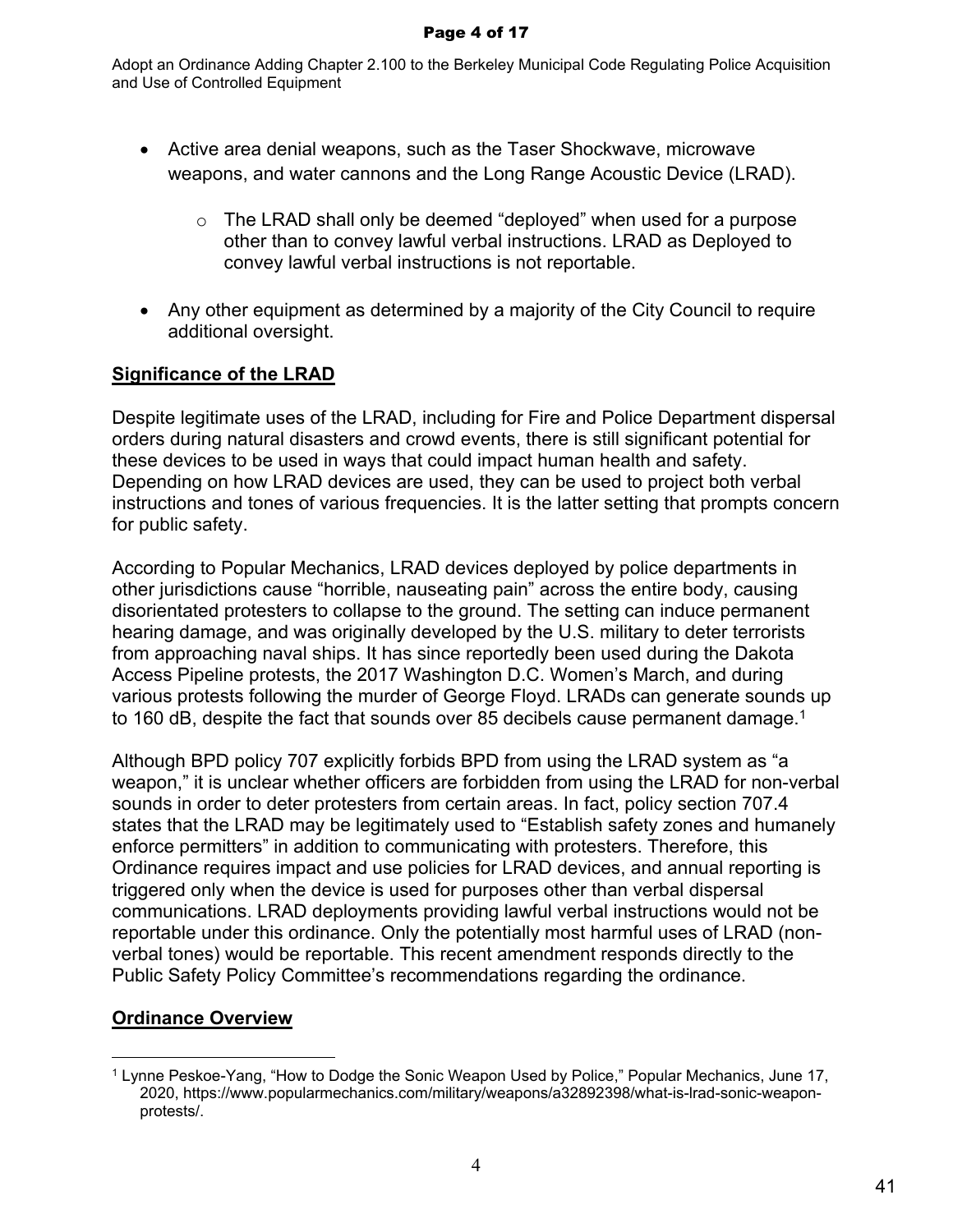- Active area denial weapons, such as the Taser Shockwave, microwave weapons, and water cannons and the Long Range Acoustic Device (LRAD).
    - The LRAD shall only be deemed "deployed" when used for a purpose other than to convey lawful verbal instructions. LRAD as Deployed to convey lawful verbal instructions is not reportable.
- Any other equipment as determined by a majority of the City Council to require additional oversight.

## Significance of the LRAD

Despite legitimate uses of the LRAD, including for Fire and Police Department dispersal orders during natural disasters and crowd events, there is still significant potential for these devices to be used in ways that could impact human health and safety. Depending on how LRAD devices are used, they can be used to project both verbal instructions and tones of various frequencies. It is the latter setting that prompts concern for public safety.

According to Popular Mechanics, LRAD devices deployed by police departments in other jurisdictions cause "horrible, nauseating pain" across the entire body, causing disorientated protesters to collapse to the ground. The setting can induce permanent hearing damage, and was originally developed by the U.S. military to deter terrorists from approaching naval ships. It has since reportedly been used during the Dakota Access Pipeline protests, the 2017 Washington D.C. Women's March, and during various protests following the murder of George Floyd. LRADs can generate sounds up to 160 dB, despite the fact that sounds over 85 decibels cause permanent damage.[1]

Although BPD policy 707 explicitly forbids BPD from using the LRAD system as "a weapon," it is unclear whether officers are forbidden from using the LRAD for non-verbal sounds in order to deter protesters from certain areas. In fact, policy section 707.4 states that the LRAD may be legitimately used to "Establish safety zones and humanely enforce permitters" in addition to communicating with protesters. Therefore, this Ordinance requires impact and use policies for LRAD devices, and annual reporting is triggered only when the device is used for purposes other than verbal dispersal communications. LRAD deployments providing lawful verbal instructions would not be reportable under this ordinance. Only the potentially most harmful uses of LRAD (non-verbal tones) would be reportable. This recent amendment responds directly to the Public Safety Policy Committee's recommendations regarding the ordinance.

## Ordinance Overview

[1] Lynne Peskoe-Yang, "How to Dodge the Sonic Weapon Used by Police," Popular Mechanics, June 17, 2020, https://www.popularmechanics.com/military/weapons/a32892398/what-is-lrad-sonic-weapon-protests/.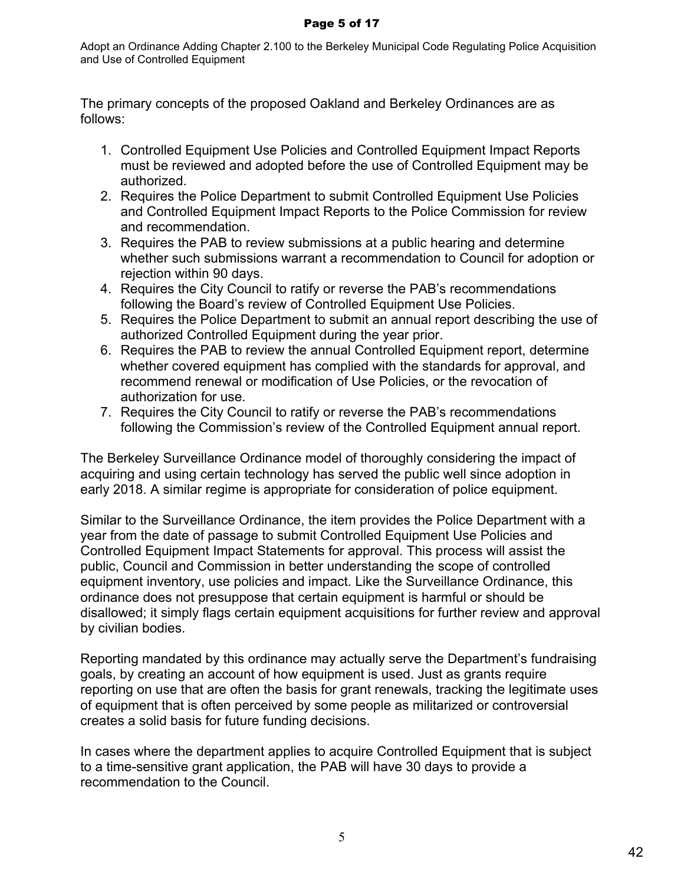The primary concepts of the proposed Oakland and Berkeley Ordinances are as follows:

1. Controlled Equipment Use Policies and Controlled Equipment Impact Reports must be reviewed and adopted before the use of Controlled Equipment may be authorized.
2. Requires the Police Department to submit Controlled Equipment Use Policies and Controlled Equipment Impact Reports to the Police Commission for review and recommendation.
3. Requires the PAB to review submissions at a public hearing and determine whether such submissions warrant a recommendation to Council for adoption or rejection within 90 days.
4. Requires the City Council to ratify or reverse the PAB's recommendations following the Board's review of Controlled Equipment Use Policies.
5. Requires the Police Department to submit an annual report describing the use of authorized Controlled Equipment during the year prior.
6. Requires the PAB to review the annual Controlled Equipment report, determine whether covered equipment has complied with the standards for approval, and recommend renewal or modification of Use Policies, or the revocation of authorization for use.
7. Requires the City Council to ratify or reverse the PAB's recommendations following the Commission's review of the Controlled Equipment annual report.

The Berkeley Surveillance Ordinance model of thoroughly considering the impact of acquiring and using certain technology has served the public well since adoption in early 2018. A similar regime is appropriate for consideration of police equipment.

Similar to the Surveillance Ordinance, the item provides the Police Department with a year from the date of passage to submit Controlled Equipment Use Policies and Controlled Equipment Impact Statements for approval. This process will assist the public, Council and Commission in better understanding the scope of controlled equipment inventory, use policies and impact. Like the Surveillance Ordinance, this ordinance does not presuppose that certain equipment is harmful or should be disallowed; it simply flags certain equipment acquisitions for further review and approval by civilian bodies.

Reporting mandated by this ordinance may actually serve the Department's fundraising goals, by creating an account of how equipment is used. Just as grants require reporting on use that are often the basis for grant renewals, tracking the legitimate uses of equipment that is often perceived by some people as militarized or controversial creates a solid basis for future funding decisions.

In cases where the department applies to acquire Controlled Equipment that is subject to a time-sensitive grant application, the PAB will have 30 days to provide a recommendation to the Council.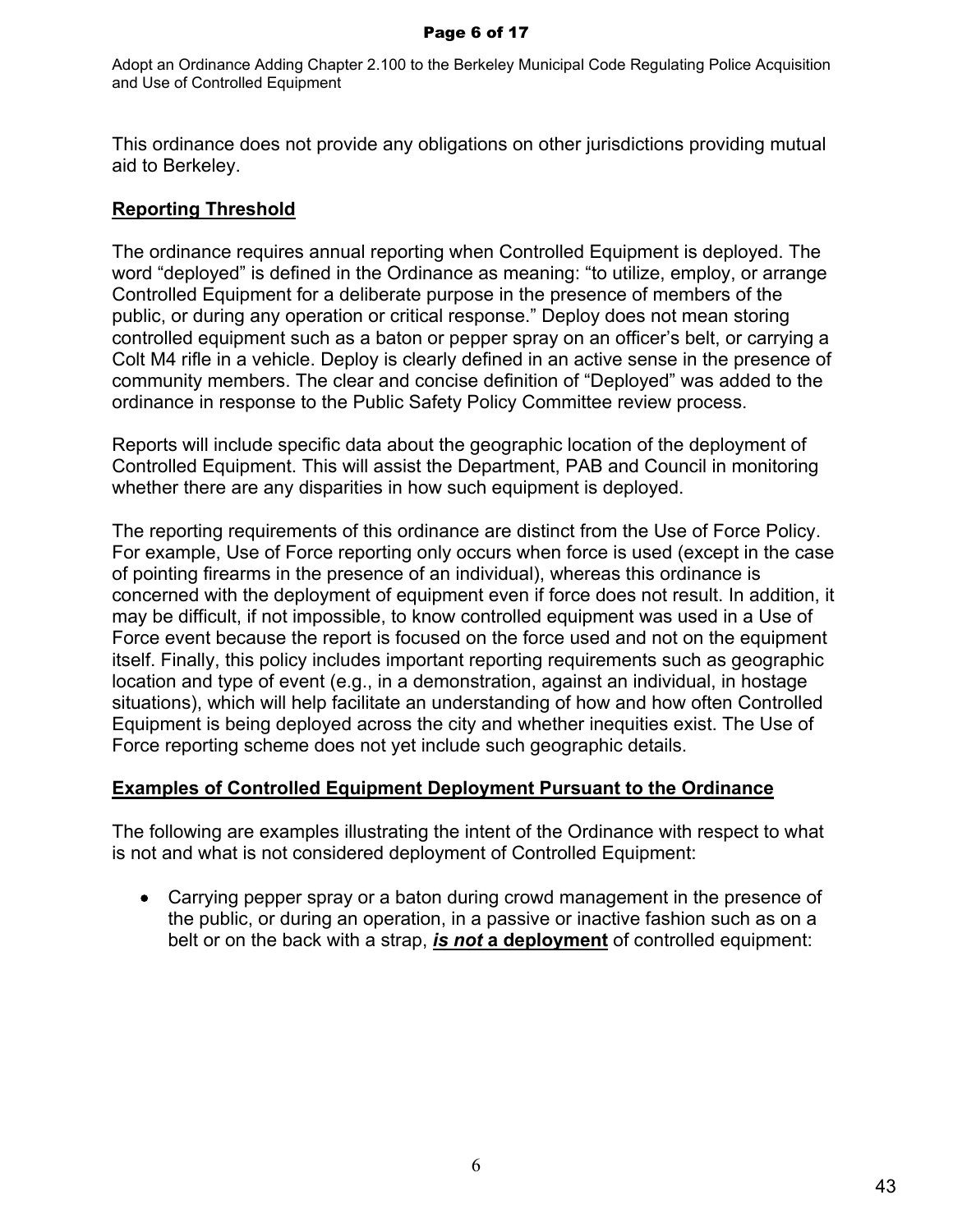This ordinance does not provide any obligations on other jurisdictions providing mutual aid to Berkeley.

**Reporting Threshold**

The ordinance requires annual reporting when Controlled Equipment is deployed. The word "deployed" is defined in the Ordinance as meaning: "to utilize, employ, or arrange Controlled Equipment for a deliberate purpose in the presence of members of the public, or during any operation or critical response." Deploy does not mean storing controlled equipment such as a baton or pepper spray on an officer's belt, or carrying a Colt M4 rifle in a vehicle. Deploy is clearly defined in an active sense in the presence of community members. The clear and concise definition of "Deployed" was added to the ordinance in response to the Public Safety Policy Committee review process.

Reports will include specific data about the geographic location of the deployment of Controlled Equipment. This will assist the Department, PAB and Council in monitoring whether there are any disparities in how such equipment is deployed.

The reporting requirements of this ordinance are distinct from the Use of Force Policy. For example, Use of Force reporting only occurs when force is used (except in the case of pointing firearms in the presence of an individual), whereas this ordinance is concerned with the deployment of equipment even if force does not result. In addition, it may be difficult, if not impossible, to know controlled equipment was used in a Use of Force event because the report is focused on the force used and not on the equipment itself. Finally, this policy includes important reporting requirements such as geographic location and type of event (e.g., in a demonstration, against an individual, in hostage situations), which will help facilitate an understanding of how and how often Controlled Equipment is being deployed across the city and whether inequities exist. The Use of Force reporting scheme does not yet include such geographic details.

**Examples of Controlled Equipment Deployment Pursuant to the Ordinance**

The following are examples illustrating the intent of the Ordinance with respect to what is not and what is not considered deployment of Controlled Equipment:

- Carrying pepper spray or a baton during crowd management in the presence of the public, or during an operation, in a passive or inactive fashion such as on a belt or on the back with a strap, ***is not* a deployment** of controlled equipment: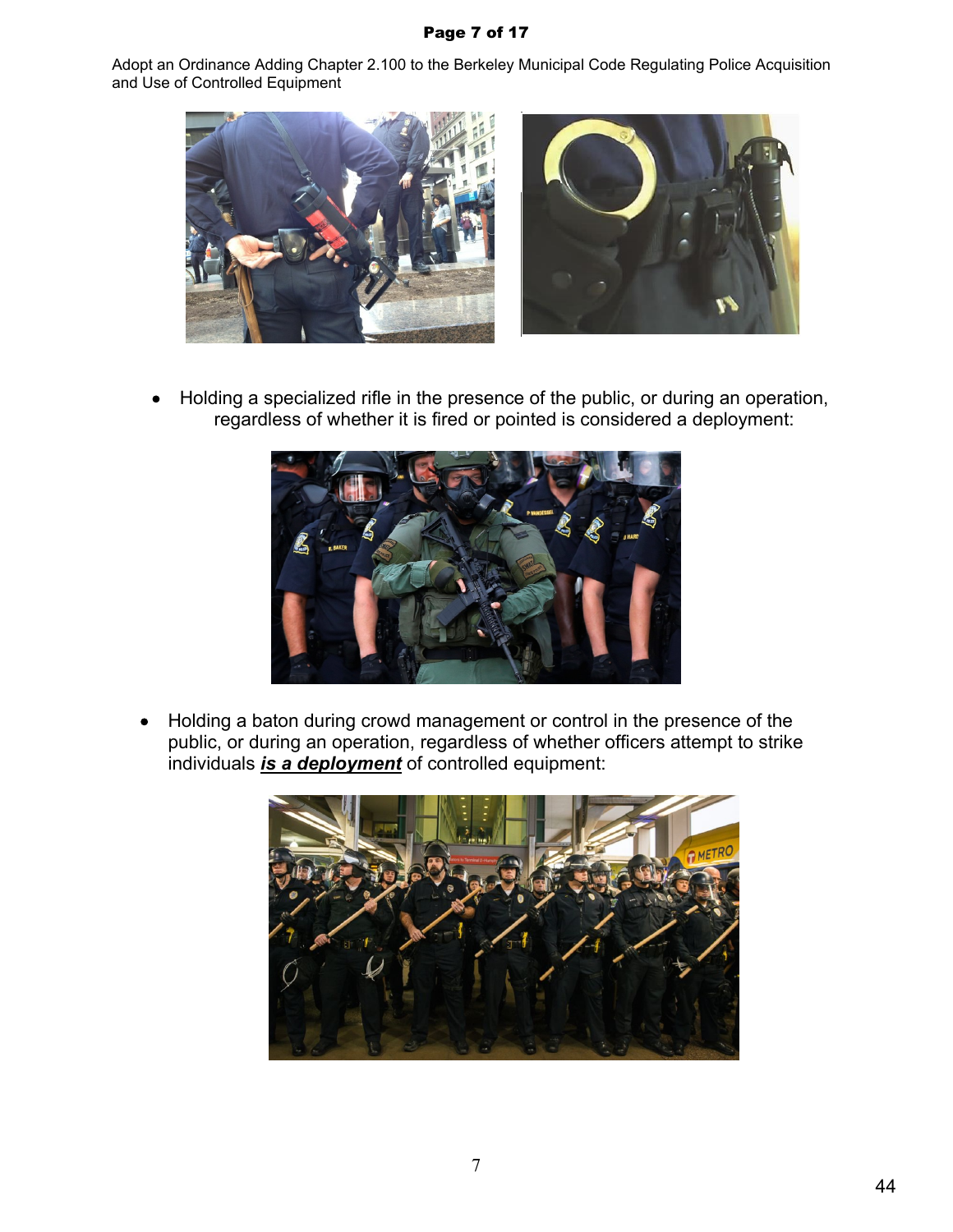- Holding a specialized rifle in the presence of the public, or during an operation, regardless of whether it is fired or pointed is considered a deployment:

- Holding a baton during crowd management or control in the presence of the public, or during an operation, regardless of whether officers attempt to strike individuals ***is a deployment*** of controlled equipment: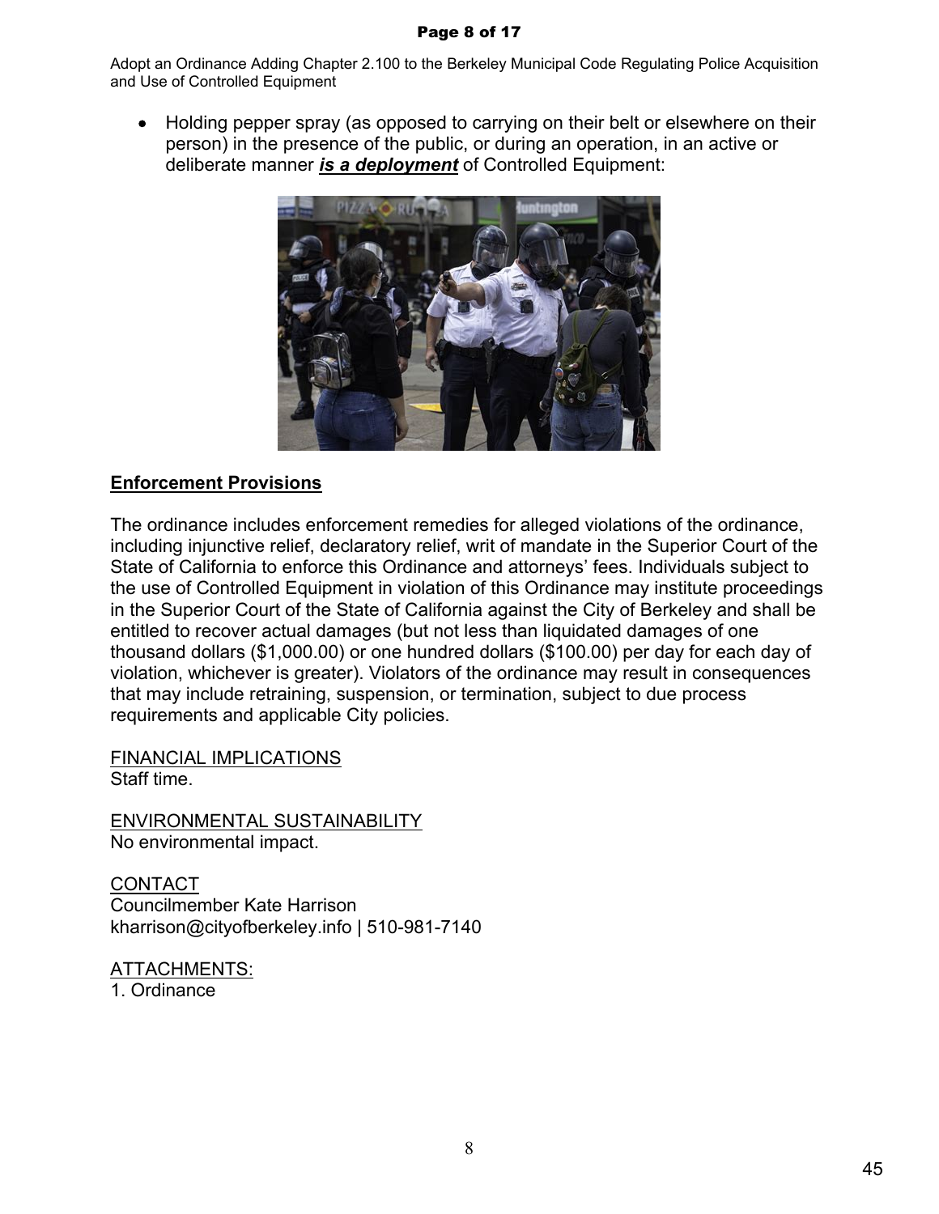- Holding pepper spray (as opposed to carrying on their belt or elsewhere on their person) in the presence of the public, or during an operation, in an active or deliberate manner ***is a deployment*** of Controlled Equipment:

**Enforcement Provisions**

The ordinance includes enforcement remedies for alleged violations of the ordinance, including injunctive relief, declaratory relief, writ of mandate in the Superior Court of the State of California to enforce this Ordinance and attorneys' fees. Individuals subject to the use of Controlled Equipment in violation of this Ordinance may institute proceedings in the Superior Court of the State of California against the City of Berkeley and shall be entitled to recover actual damages (but not less than liquidated damages of one thousand dollars ($1,000.00) or one hundred dollars ($100.00) per day for each day of violation, whichever is greater). Violators of the ordinance may result in consequences that may include retraining, suspension, or termination, subject to due process requirements and applicable City policies.

FINANCIAL IMPLICATIONS
Staff time.

ENVIRONMENTAL SUSTAINABILITY
No environmental impact.

CONTACT
Councilmember Kate Harrison
kharrison@cityofberkeley.info | 510-981-7140

ATTACHMENTS:
1. Ordinance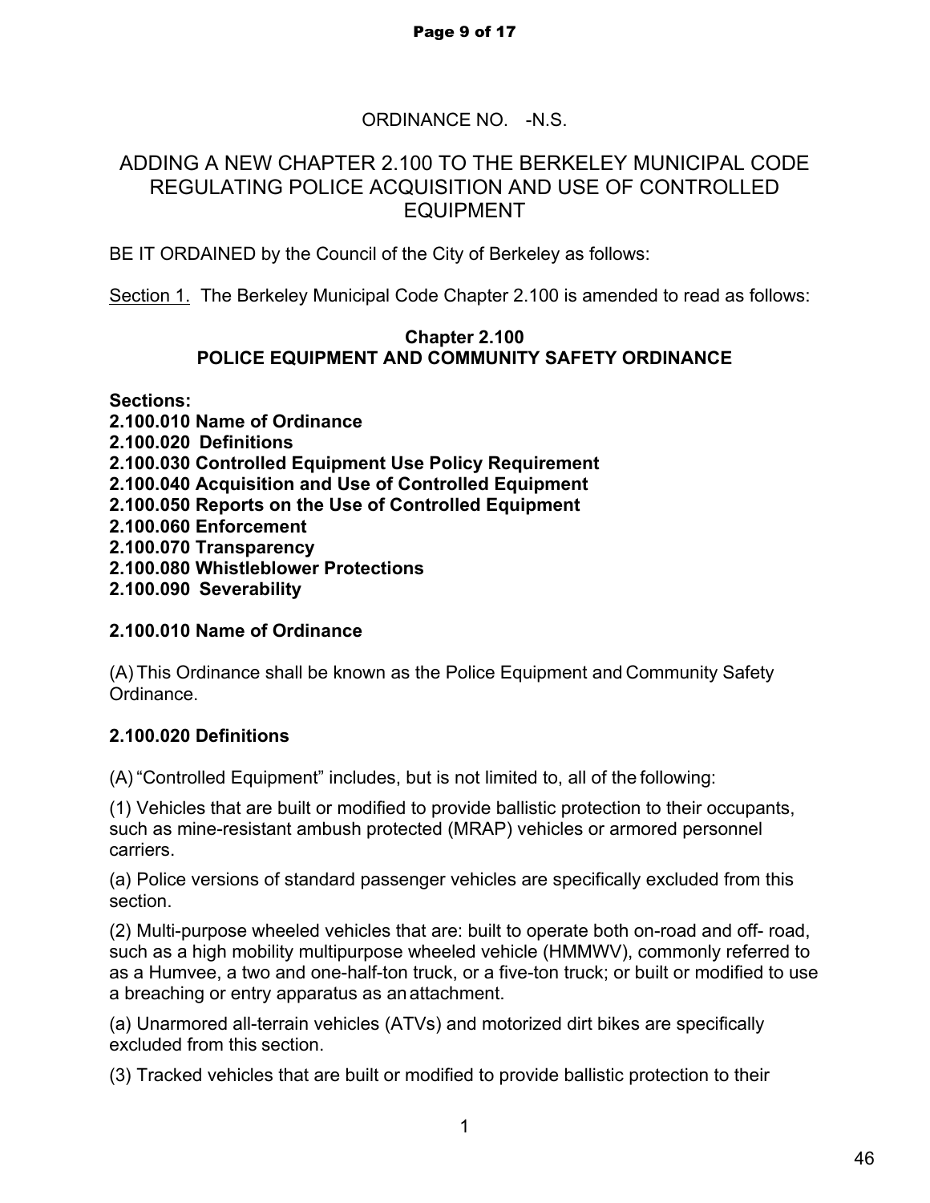ORDINANCE NO. -N.S.

# ADDING A NEW CHAPTER 2.100 TO THE BERKELEY MUNICIPAL CODE REGULATING POLICE ACQUISITION AND USE OF CONTROLLED EQUIPMENT

BE IT ORDAINED by the Council of the City of Berkeley as follows:

Section 1. The Berkeley Municipal Code Chapter 2.100 is amended to read as follows:

## Chapter 2.100
## POLICE EQUIPMENT AND COMMUNITY SAFETY ORDINANCE

**Sections:**
**2.100.010 Name of Ordinance**
**2.100.020 Definitions**
**2.100.030 Controlled Equipment Use Policy Requirement**
**2.100.040 Acquisition and Use of Controlled Equipment**
**2.100.050 Reports on the Use of Controlled Equipment**
**2.100.060 Enforcement**
**2.100.070 Transparency**
**2.100.080 Whistleblower Protections**
**2.100.090 Severability**

### 2.100.010 Name of Ordinance

(A) This Ordinance shall be known as the Police Equipment and Community Safety Ordinance.

### 2.100.020 Definitions

(A) "Controlled Equipment" includes, but is not limited to, all of the following:

(1) Vehicles that are built or modified to provide ballistic protection to their occupants, such as mine-resistant ambush protected (MRAP) vehicles or armored personnel carriers.

(a) Police versions of standard passenger vehicles are specifically excluded from this section.

(2) Multi-purpose wheeled vehicles that are: built to operate both on-road and off- road, such as a high mobility multipurpose wheeled vehicle (HMMWV), commonly referred to as a Humvee, a two and one-half-ton truck, or a five-ton truck; or built or modified to use a breaching or entry apparatus as an attachment.

(a) Unarmored all-terrain vehicles (ATVs) and motorized dirt bikes are specifically excluded from this section.

(3) Tracked vehicles that are built or modified to provide ballistic protection to their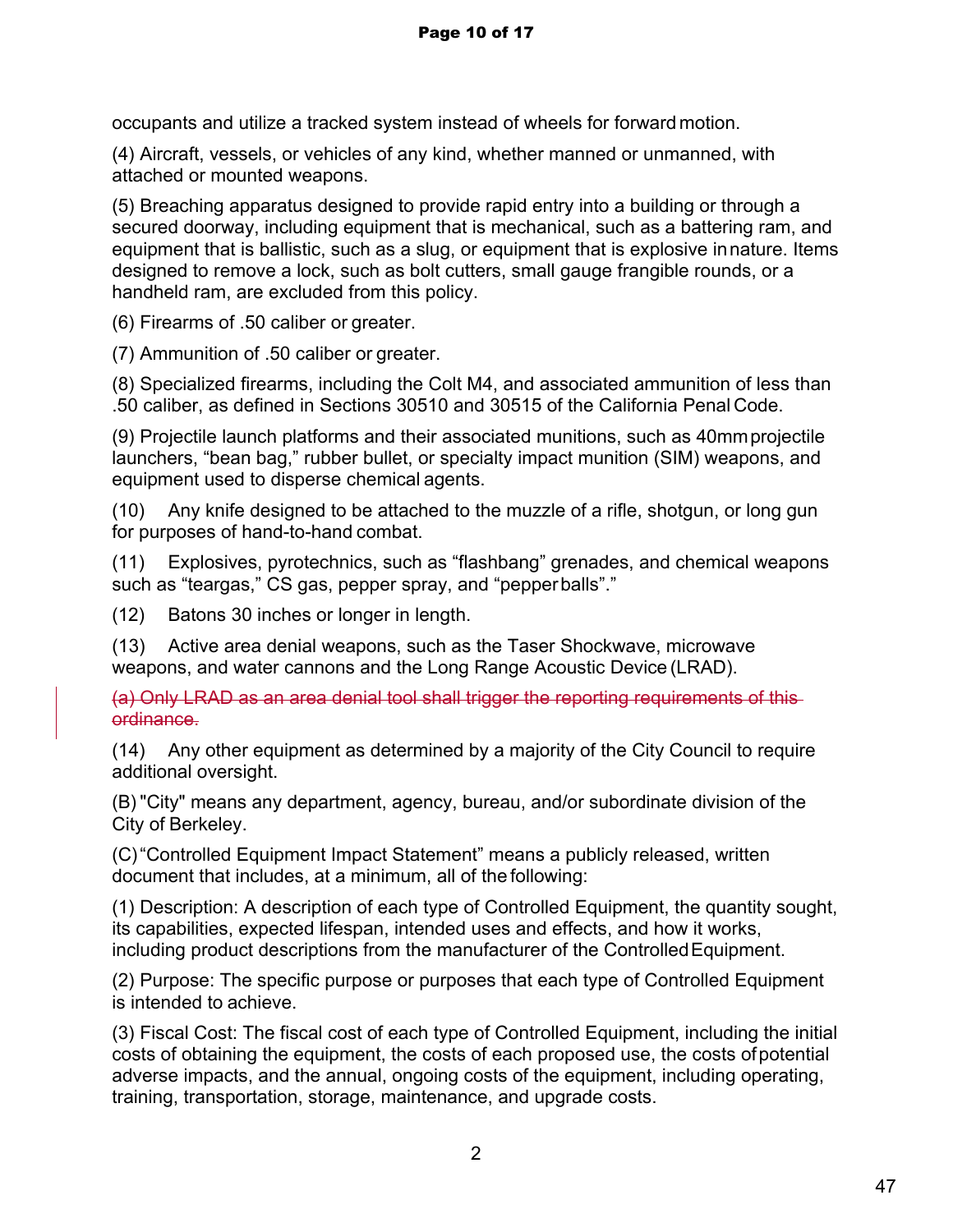occupants and utilize a tracked system instead of wheels for forward motion.

(4) Aircraft, vessels, or vehicles of any kind, whether manned or unmanned, with attached or mounted weapons.

(5) Breaching apparatus designed to provide rapid entry into a building or through a secured doorway, including equipment that is mechanical, such as a battering ram, and equipment that is ballistic, such as a slug, or equipment that is explosive in nature. Items designed to remove a lock, such as bolt cutters, small gauge frangible rounds, or a handheld ram, are excluded from this policy.

(6) Firearms of .50 caliber or greater.

(7) Ammunition of .50 caliber or greater.

(8) Specialized firearms, including the Colt M4, and associated ammunition of less than .50 caliber, as defined in Sections 30510 and 30515 of the California Penal Code.

(9) Projectile launch platforms and their associated munitions, such as 40mm projectile launchers, "bean bag," rubber bullet, or specialty impact munition (SIM) weapons, and equipment used to disperse chemical agents.

(10) Any knife designed to be attached to the muzzle of a rifle, shotgun, or long gun for purposes of hand-to-hand combat.

(11) Explosives, pyrotechnics, such as "flashbang" grenades, and chemical weapons such as "teargas," CS gas, pepper spray, and "pepper balls"."

(12) Batons 30 inches or longer in length.

(13) Active area denial weapons, such as the Taser Shockwave, microwave weapons, and water cannons and the Long Range Acoustic Device (LRAD).

~~(a) Only LRAD as an area denial tool shall trigger the reporting requirements of this ordinance.~~

(14) Any other equipment as determined by a majority of the City Council to require additional oversight.

(B) "City" means any department, agency, bureau, and/or subordinate division of the City of Berkeley.

(C) "Controlled Equipment Impact Statement" means a publicly released, written document that includes, at a minimum, all of the following:

(1) Description: A description of each type of Controlled Equipment, the quantity sought, its capabilities, expected lifespan, intended uses and effects, and how it works, including product descriptions from the manufacturer of the Controlled Equipment.

(2) Purpose: The specific purpose or purposes that each type of Controlled Equipment is intended to achieve.

(3) Fiscal Cost: The fiscal cost of each type of Controlled Equipment, including the initial costs of obtaining the equipment, the costs of each proposed use, the costs of potential adverse impacts, and the annual, ongoing costs of the equipment, including operating, training, transportation, storage, maintenance, and upgrade costs.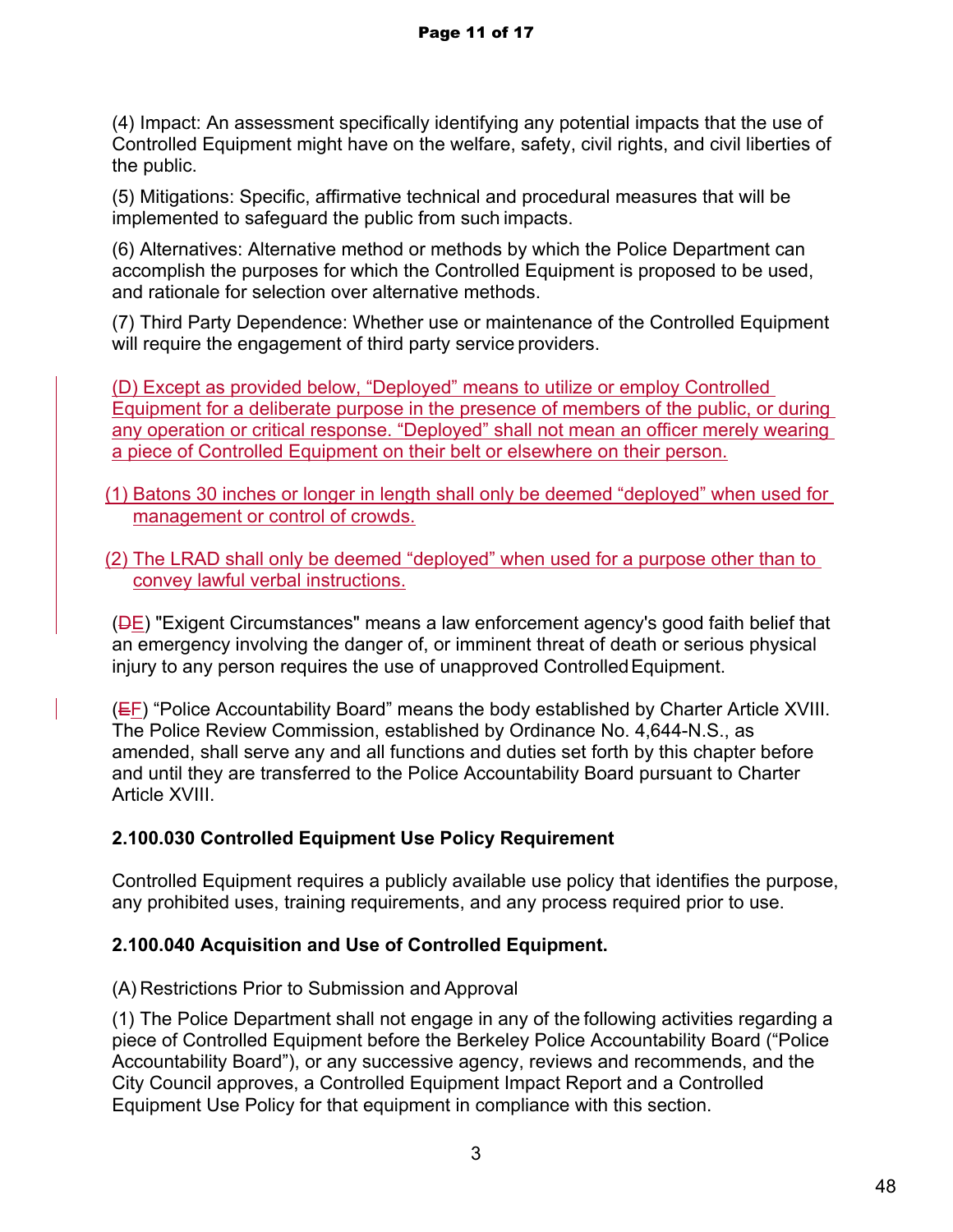(4) Impact: An assessment specifically identifying any potential impacts that the use of Controlled Equipment might have on the welfare, safety, civil rights, and civil liberties of the public.

(5) Mitigations: Specific, affirmative technical and procedural measures that will be implemented to safeguard the public from such impacts.

(6) Alternatives: Alternative method or methods by which the Police Department can accomplish the purposes for which the Controlled Equipment is proposed to be used, and rationale for selection over alternative methods.

(7) Third Party Dependence: Whether use or maintenance of the Controlled Equipment will require the engagement of third party service providers.

<u>(D) Except as provided below, “Deployed” means to utilize or employ Controlled Equipment for a deliberate purpose in the presence of members of the public, or during any operation or critical response. “Deployed” shall not mean an officer merely wearing a piece of Controlled Equipment on their belt or elsewhere on their person.</u>

<u>(1) Batons 30 inches or longer in length shall only be deemed “deployed” when used for management or control of crowds.</u>

<u>(2) The LRAD shall only be deemed “deployed” when used for a purpose other than to convey lawful verbal instructions.</u>

(~~D~~<u>E</u>) "Exigent Circumstances" means a law enforcement agency's good faith belief that an emergency involving the danger of, or imminent threat of death or serious physical injury to any person requires the use of unapproved Controlled Equipment.

(~~E~~<u>F</u>) “Police Accountability Board” means the body established by Charter Article XVIII. The Police Review Commission, established by Ordinance No. 4,644-N.S., as amended, shall serve any and all functions and duties set forth by this chapter before and until they are transferred to the Police Accountability Board pursuant to Charter Article XVIII.

### 2.100.030 Controlled Equipment Use Policy Requirement

Controlled Equipment requires a publicly available use policy that identifies the purpose, any prohibited uses, training requirements, and any process required prior to use.

### 2.100.040 Acquisition and Use of Controlled Equipment.

(A) Restrictions Prior to Submission and Approval

(1) The Police Department shall not engage in any of the following activities regarding a piece of Controlled Equipment before the Berkeley Police Accountability Board (“Police Accountability Board”), or any successive agency, reviews and recommends, and the City Council approves, a Controlled Equipment Impact Report and a Controlled Equipment Use Policy for that equipment in compliance with this section.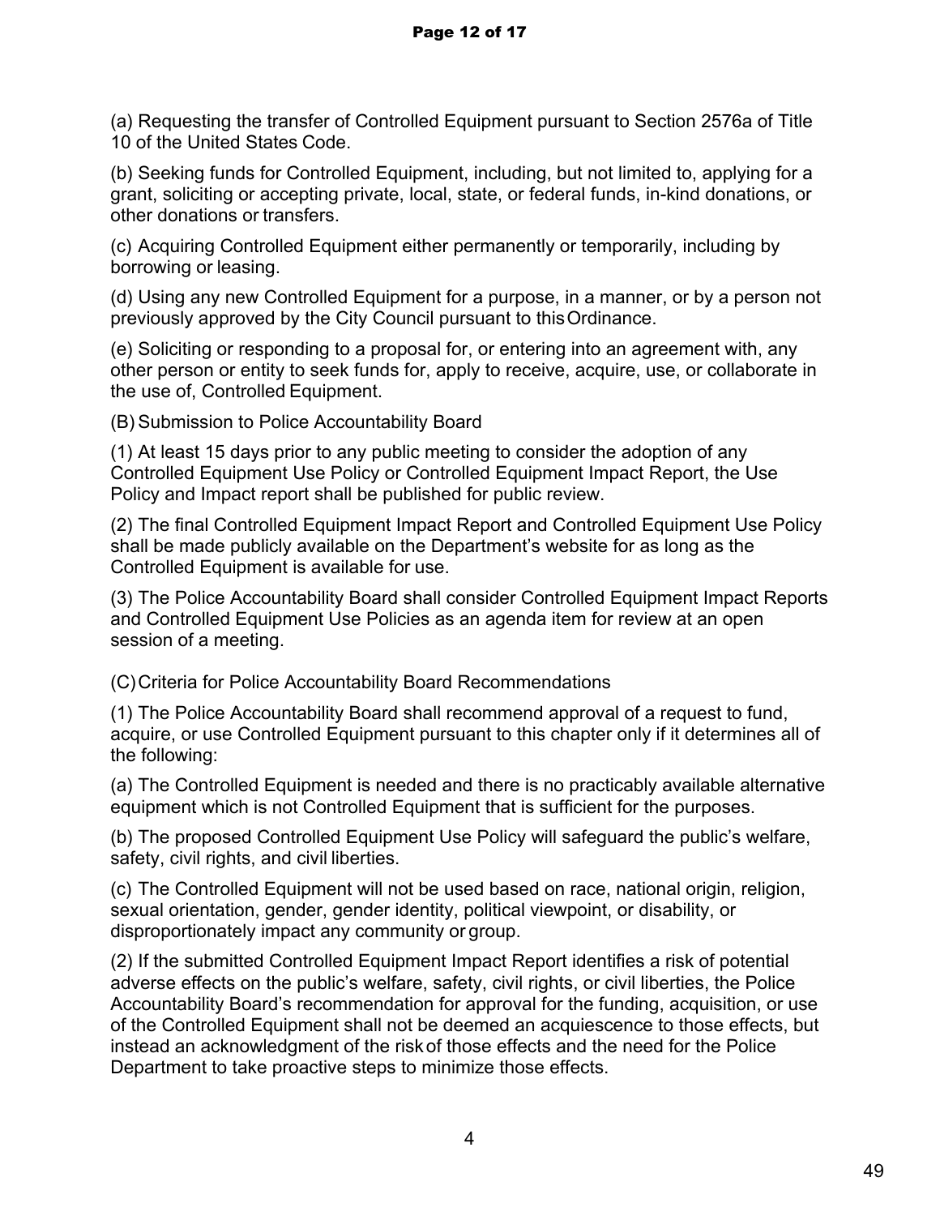(a) Requesting the transfer of Controlled Equipment pursuant to Section 2576a of Title 10 of the United States Code.

(b) Seeking funds for Controlled Equipment, including, but not limited to, applying for a grant, soliciting or accepting private, local, state, or federal funds, in-kind donations, or other donations or transfers.

(c) Acquiring Controlled Equipment either permanently or temporarily, including by borrowing or leasing.

(d) Using any new Controlled Equipment for a purpose, in a manner, or by a person not previously approved by the City Council pursuant to this Ordinance.

(e) Soliciting or responding to a proposal for, or entering into an agreement with, any other person or entity to seek funds for, apply to receive, acquire, use, or collaborate in the use of, Controlled Equipment.

(B) Submission to Police Accountability Board

(1) At least 15 days prior to any public meeting to consider the adoption of any Controlled Equipment Use Policy or Controlled Equipment Impact Report, the Use Policy and Impact report shall be published for public review.

(2) The final Controlled Equipment Impact Report and Controlled Equipment Use Policy shall be made publicly available on the Department's website for as long as the Controlled Equipment is available for use.

(3) The Police Accountability Board shall consider Controlled Equipment Impact Reports and Controlled Equipment Use Policies as an agenda item for review at an open session of a meeting.

(C) Criteria for Police Accountability Board Recommendations

(1) The Police Accountability Board shall recommend approval of a request to fund, acquire, or use Controlled Equipment pursuant to this chapter only if it determines all of the following:

(a) The Controlled Equipment is needed and there is no practicably available alternative equipment which is not Controlled Equipment that is sufficient for the purposes.

(b) The proposed Controlled Equipment Use Policy will safeguard the public's welfare, safety, civil rights, and civil liberties.

(c) The Controlled Equipment will not be used based on race, national origin, religion, sexual orientation, gender, gender identity, political viewpoint, or disability, or disproportionately impact any community or group.

(2) If the submitted Controlled Equipment Impact Report identifies a risk of potential adverse effects on the public's welfare, safety, civil rights, or civil liberties, the Police Accountability Board's recommendation for approval for the funding, acquisition, or use of the Controlled Equipment shall not be deemed an acquiescence to those effects, but instead an acknowledgment of the risk of those effects and the need for the Police Department to take proactive steps to minimize those effects.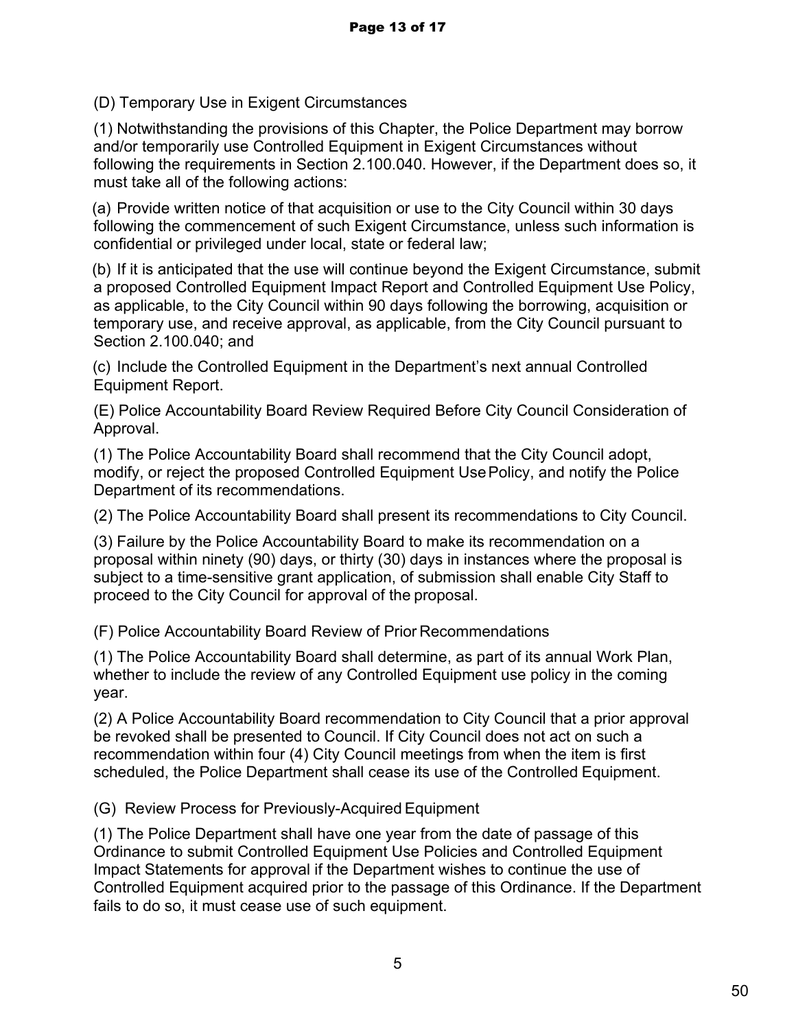(D) Temporary Use in Exigent Circumstances

(1) Notwithstanding the provisions of this Chapter, the Police Department may borrow and/or temporarily use Controlled Equipment in Exigent Circumstances without following the requirements in Section 2.100.040. However, if the Department does so, it must take all of the following actions:

(a) Provide written notice of that acquisition or use to the City Council within 30 days following the commencement of such Exigent Circumstance, unless such information is confidential or privileged under local, state or federal law;

(b) If it is anticipated that the use will continue beyond the Exigent Circumstance, submit a proposed Controlled Equipment Impact Report and Controlled Equipment Use Policy, as applicable, to the City Council within 90 days following the borrowing, acquisition or temporary use, and receive approval, as applicable, from the City Council pursuant to Section 2.100.040; and

(c) Include the Controlled Equipment in the Department's next annual Controlled Equipment Report.

(E) Police Accountability Board Review Required Before City Council Consideration of Approval.

(1) The Police Accountability Board shall recommend that the City Council adopt, modify, or reject the proposed Controlled Equipment Use Policy, and notify the Police Department of its recommendations.

(2) The Police Accountability Board shall present its recommendations to City Council.

(3) Failure by the Police Accountability Board to make its recommendation on a proposal within ninety (90) days, or thirty (30) days in instances where the proposal is subject to a time-sensitive grant application, of submission shall enable City Staff to proceed to the City Council for approval of the proposal.

(F) Police Accountability Board Review of Prior Recommendations

(1) The Police Accountability Board shall determine, as part of its annual Work Plan, whether to include the review of any Controlled Equipment use policy in the coming year.

(2) A Police Accountability Board recommendation to City Council that a prior approval be revoked shall be presented to Council. If City Council does not act on such a recommendation within four (4) City Council meetings from when the item is first scheduled, the Police Department shall cease its use of the Controlled Equipment.

(G) Review Process for Previously-Acquired Equipment

(1) The Police Department shall have one year from the date of passage of this Ordinance to submit Controlled Equipment Use Policies and Controlled Equipment Impact Statements for approval if the Department wishes to continue the use of Controlled Equipment acquired prior to the passage of this Ordinance. If the Department fails to do so, it must cease use of such equipment.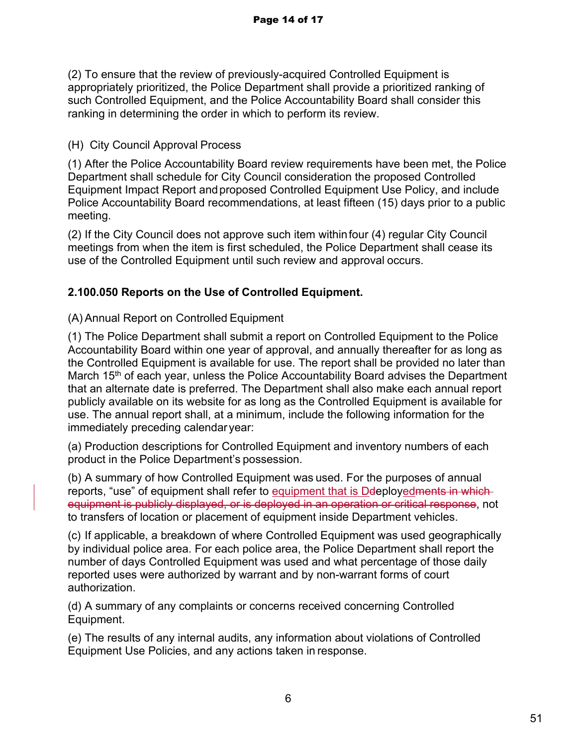(2) To ensure that the review of previously-acquired Controlled Equipment is appropriately prioritized, the Police Department shall provide a prioritized ranking of such Controlled Equipment, and the Police Accountability Board shall consider this ranking in determining the order in which to perform its review.

(H) City Council Approval Process

(1) After the Police Accountability Board review requirements have been met, the Police Department shall schedule for City Council consideration the proposed Controlled Equipment Impact Report and proposed Controlled Equipment Use Policy, and include Police Accountability Board recommendations, at least fifteen (15) days prior to a public meeting.

(2) If the City Council does not approve such item within four (4) regular City Council meetings from when the item is first scheduled, the Police Department shall cease its use of the Controlled Equipment until such review and approval occurs.

**2.100.050 Reports on the Use of Controlled Equipment.**

(A) Annual Report on Controlled Equipment

(1) The Police Department shall submit a report on Controlled Equipment to the Police Accountability Board within one year of approval, and annually thereafter for as long as the Controlled Equipment is available for use. The report shall be provided no later than March 15th of each year, unless the Police Accountability Board advises the Department that an alternate date is preferred. The Department shall also make each annual report publicly available on its website for as long as the Controlled Equipment is available for use. The annual report shall, at a minimum, include the following information for the immediately preceding calendar year:

(a) Production descriptions for Controlled Equipment and inventory numbers of each product in the Police Department's possession.

(b) A summary of how Controlled Equipment was used. For the purposes of annual reports, "use" of equipment shall refer to equipment that is D~~d~~eploy<u>ed</u>~~ments in which equipment is publicly displayed, or is deployed in an operation or critical response~~, not to transfers of location or placement of equipment inside Department vehicles.

(c) If applicable, a breakdown of where Controlled Equipment was used geographically by individual police area. For each police area, the Police Department shall report the number of days Controlled Equipment was used and what percentage of those daily reported uses were authorized by warrant and by non-warrant forms of court authorization.

(d) A summary of any complaints or concerns received concerning Controlled Equipment.

(e) The results of any internal audits, any information about violations of Controlled Equipment Use Policies, and any actions taken in response.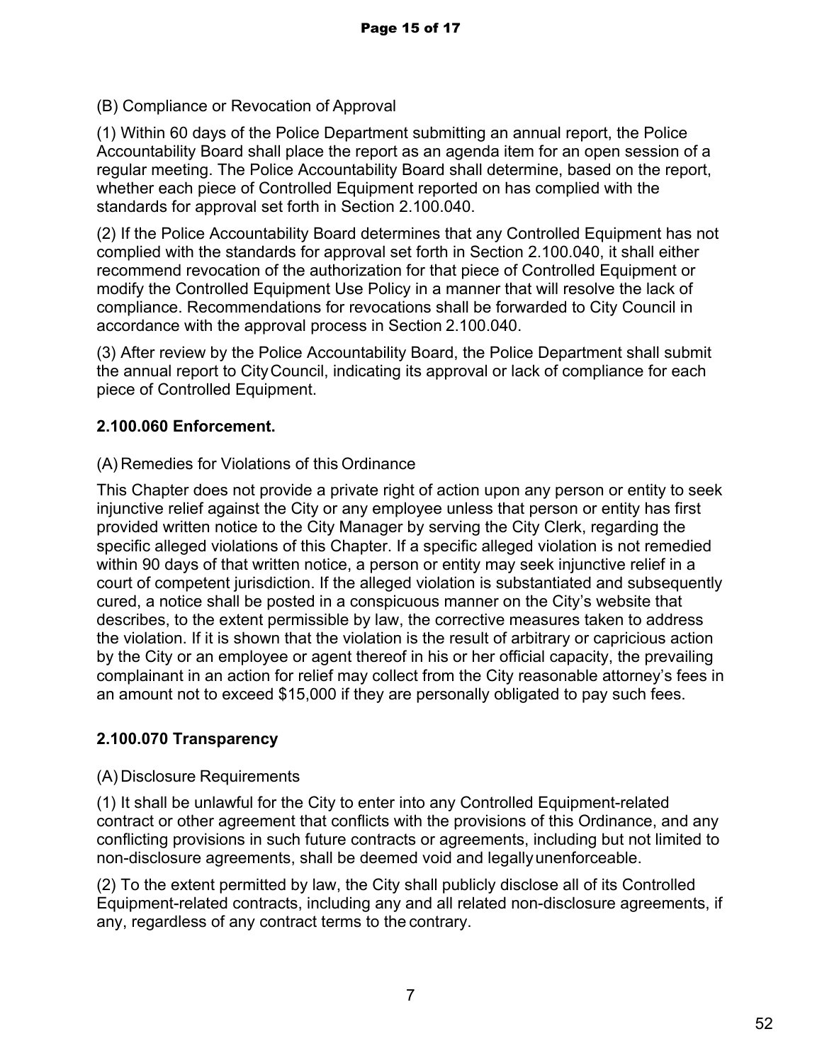(B) Compliance or Revocation of Approval

(1) Within 60 days of the Police Department submitting an annual report, the Police Accountability Board shall place the report as an agenda item for an open session of a regular meeting. The Police Accountability Board shall determine, based on the report, whether each piece of Controlled Equipment reported on has complied with the standards for approval set forth in Section 2.100.040.

(2) If the Police Accountability Board determines that any Controlled Equipment has not complied with the standards for approval set forth in Section 2.100.040, it shall either recommend revocation of the authorization for that piece of Controlled Equipment or modify the Controlled Equipment Use Policy in a manner that will resolve the lack of compliance. Recommendations for revocations shall be forwarded to City Council in accordance with the approval process in Section 2.100.040.

(3) After review by the Police Accountability Board, the Police Department shall submit the annual report to City Council, indicating its approval or lack of compliance for each piece of Controlled Equipment.

### 2.100.060 Enforcement.

(A) Remedies for Violations of this Ordinance

This Chapter does not provide a private right of action upon any person or entity to seek injunctive relief against the City or any employee unless that person or entity has first provided written notice to the City Manager by serving the City Clerk, regarding the specific alleged violations of this Chapter. If a specific alleged violation is not remedied within 90 days of that written notice, a person or entity may seek injunctive relief in a court of competent jurisdiction. If the alleged violation is substantiated and subsequently cured, a notice shall be posted in a conspicuous manner on the City's website that describes, to the extent permissible by law, the corrective measures taken to address the violation. If it is shown that the violation is the result of arbitrary or capricious action by the City or an employee or agent thereof in his or her official capacity, the prevailing complainant in an action for relief may collect from the City reasonable attorney's fees in an amount not to exceed $15,000 if they are personally obligated to pay such fees.

### 2.100.070 Transparency

(A) Disclosure Requirements

(1) It shall be unlawful for the City to enter into any Controlled Equipment-related contract or other agreement that conflicts with the provisions of this Ordinance, and any conflicting provisions in such future contracts or agreements, including but not limited to non-disclosure agreements, shall be deemed void and legally unenforceable.

(2) To the extent permitted by law, the City shall publicly disclose all of its Controlled Equipment-related contracts, including any and all related non-disclosure agreements, if any, regardless of any contract terms to the contrary.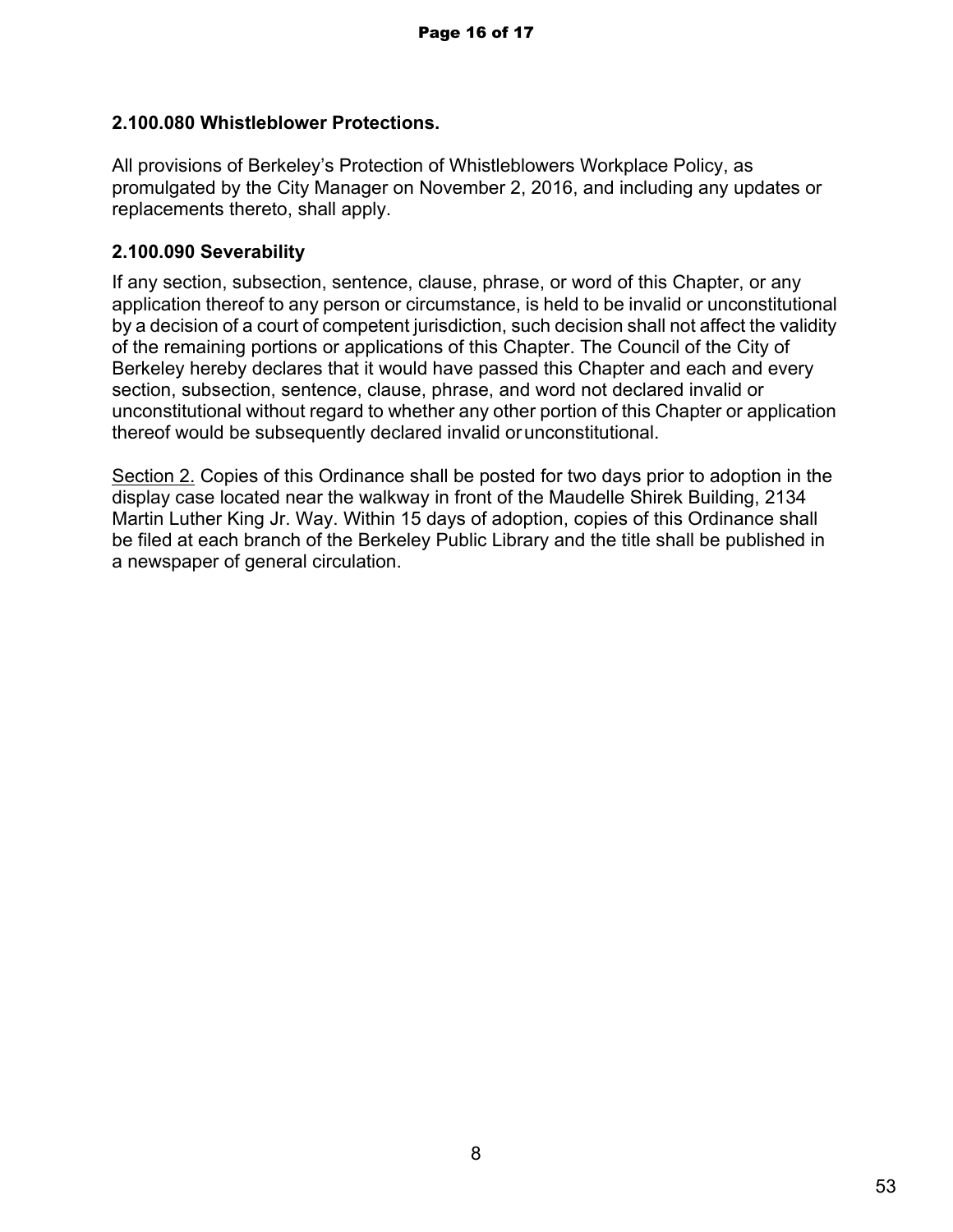### 2.100.080 Whistleblower Protections.

All provisions of Berkeley's Protection of Whistleblowers Workplace Policy, as promulgated by the City Manager on November 2, 2016, and including any updates or replacements thereto, shall apply.

### 2.100.090 Severability

If any section, subsection, sentence, clause, phrase, or word of this Chapter, or any application thereof to any person or circumstance, is held to be invalid or unconstitutional by a decision of a court of competent jurisdiction, such decision shall not affect the validity of the remaining portions or applications of this Chapter. The Council of the City of Berkeley hereby declares that it would have passed this Chapter and each and every section, subsection, sentence, clause, phrase, and word not declared invalid or unconstitutional without regard to whether any other portion of this Chapter or application thereof would be subsequently declared invalid or unconstitutional.

<u>Section 2.</u> Copies of this Ordinance shall be posted for two days prior to adoption in the display case located near the walkway in front of the Maudelle Shirek Building, 2134 Martin Luther King Jr. Way. Within 15 days of adoption, copies of this Ordinance shall be filed at each branch of the Berkeley Public Library and the title shall be published in a newspaper of general circulation.